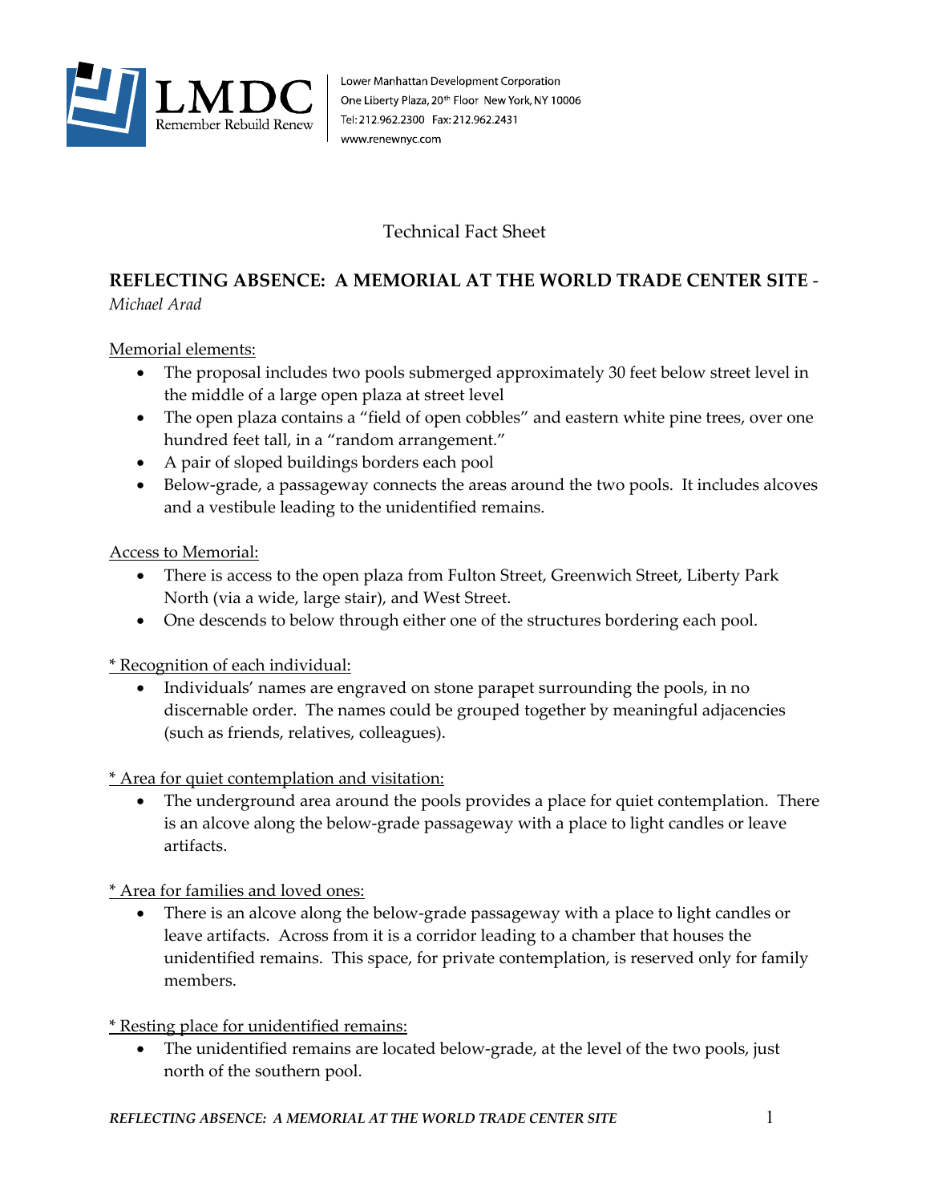LMDC
Remember Rebuild Renew

Lower Manhattan Development Corporation
One Liberty Plaza, 20th Floor New York, NY 10006
Tel: 212.962.2300 Fax: 212.962.2431
www.renewnyc.com

Technical Fact Sheet

## REFLECTING ABSENCE: A MEMORIAL AT THE WORLD TRADE CENTER SITE - *Michael Arad*

Memorial elements:

- The proposal includes two pools submerged approximately 30 feet below street level in the middle of a large open plaza at street level
- The open plaza contains a "field of open cobbles" and eastern white pine trees, over one hundred feet tall, in a "random arrangement."
- A pair of sloped buildings borders each pool
- Below-grade, a passageway connects the areas around the two pools. It includes alcoves and a vestibule leading to the unidentified remains.

Access to Memorial:

- There is access to the open plaza from Fulton Street, Greenwich Street, Liberty Park North (via a wide, large stair), and West Street.
- One descends to below through either one of the structures bordering each pool.

* Recognition of each individual:

- Individuals' names are engraved on stone parapet surrounding the pools, in no discernable order. The names could be grouped together by meaningful adjacencies (such as friends, relatives, colleagues).

* Area for quiet contemplation and visitation:

- The underground area around the pools provides a place for quiet contemplation. There is an alcove along the below-grade passageway with a place to light candles or leave artifacts.

* Area for families and loved ones:

- There is an alcove along the below-grade passageway with a place to light candles or leave artifacts. Across from it is a corridor leading to a chamber that houses the unidentified remains. This space, for private contemplation, is reserved only for family members.

* Resting place for unidentified remains:

- The unidentified remains are located below-grade, at the level of the two pools, just north of the southern pool.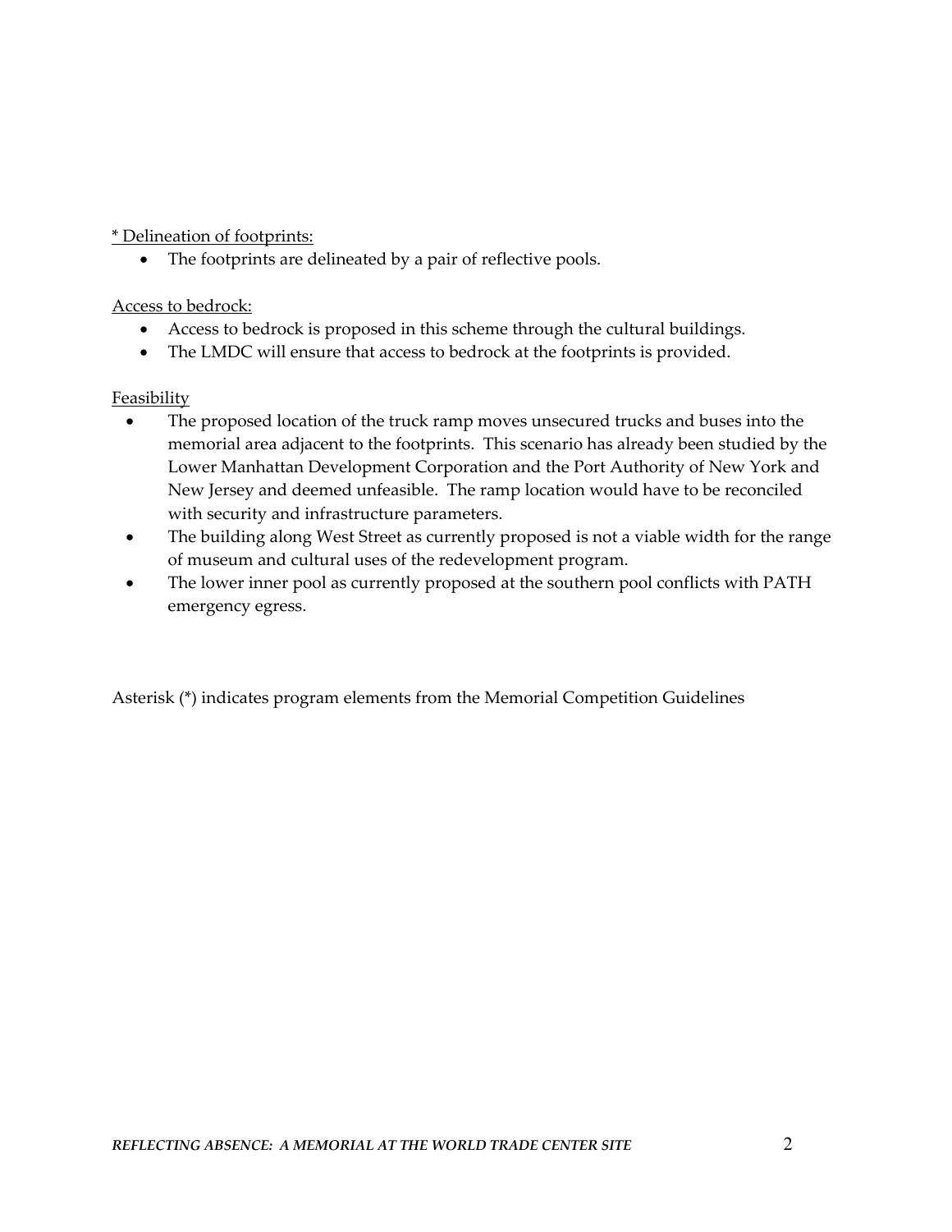<u>* Delineation of footprints:</u>

- The footprints are delineated by a pair of reflective pools.

<u>Access to bedrock:</u>

- Access to bedrock is proposed in this scheme through the cultural buildings.
- The LMDC will ensure that access to bedrock at the footprints is provided.

<u>Feasibility</u>

- The proposed location of the truck ramp moves unsecured trucks and buses into the memorial area adjacent to the footprints. This scenario has already been studied by the Lower Manhattan Development Corporation and the Port Authority of New York and New Jersey and deemed unfeasible. The ramp location would have to be reconciled with security and infrastructure parameters.
- The building along West Street as currently proposed is not a viable width for the range of museum and cultural uses of the redevelopment program.
- The lower inner pool as currently proposed at the southern pool conflicts with PATH emergency egress.

Asterisk (*) indicates program elements from the Memorial Competition Guidelines